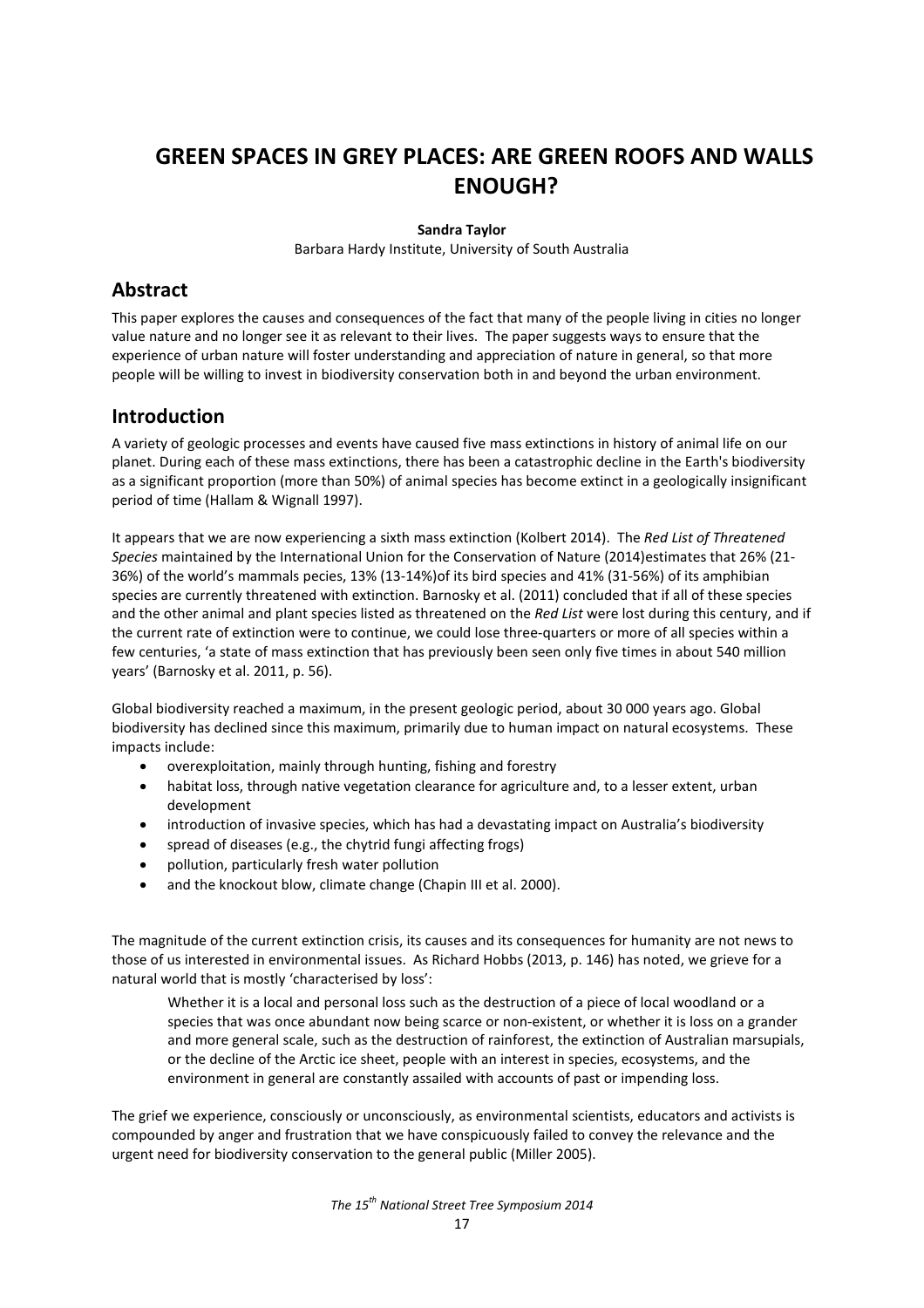# GREEN SPACES IN GREY PLACES: ARE GREEN ROOFS AND WALLS ENOUGH?

**Sandra Taylor**

Barbara Hardy Institute, University of South Australia

## Abstract

This paper explores the causes and consequences of the fact that many of the people living in cities no longer value nature and no longer see it as relevant to their lives. The paper suggests ways to ensure that the experience of urban nature will foster understanding and appreciation of nature in general, so that more people will be willing to invest in biodiversity conservation both in and beyond the urban environment.

## Introduction

A variety of geologic processes and events have caused five mass extinctions in history of animal life on our planet. During each of these mass extinctions, there has been a catastrophic decline in the Earth's biodiversity as a significant proportion (more than 50%) of animal species has become extinct in a geologically insignificant period of time (Hallam & Wignall 1997).

It appears that we are now experiencing a sixth mass extinction (Kolbert 2014). The *Red List of Threatened Species* maintained by the International Union for the Conservation of Nature (2014)estimates that 26% (21-36%) of the world's mammals pecies, 13% (13-14%)of its bird species and 41% (31-56%) of its amphibian species are currently threatened with extinction. Barnosky et al. (2011) concluded that if all of these species and the other animal and plant species listed as threatened on the *Red List* were lost during this century, and if the current rate of extinction were to continue, we could lose three-quarters or more of all species within a few centuries, 'a state of mass extinction that has previously been seen only five times in about 540 million years' (Barnosky et al. 2011, p. 56).

Global biodiversity reached a maximum, in the present geologic period, about 30 000 years ago. Global biodiversity has declined since this maximum, primarily due to human impact on natural ecosystems. These impacts include:

- overexploitation, mainly through hunting, fishing and forestry
- habitat loss, through native vegetation clearance for agriculture and, to a lesser extent, urban development
- introduction of invasive species, which has had a devastating impact on Australia's biodiversity
- spread of diseases (e.g., the chytrid fungi affecting frogs)
- pollution, particularly fresh water pollution
- and the knockout blow, climate change (Chapin III et al. 2000).

The magnitude of the current extinction crisis, its causes and its consequences for humanity are not news to those of us interested in environmental issues. As Richard Hobbs (2013, p. 146) has noted, we grieve for a natural world that is mostly 'characterised by loss':

> Whether it is a local and personal loss such as the destruction of a piece of local woodland or a species that was once abundant now being scarce or non-existent, or whether it is loss on a grander and more general scale, such as the destruction of rainforest, the extinction of Australian marsupials, or the decline of the Arctic ice sheet, people with an interest in species, ecosystems, and the environment in general are constantly assailed with accounts of past or impending loss.

The grief we experience, consciously or unconsciously, as environmental scientists, educators and activists is compounded by anger and frustration that we have conspicuously failed to convey the relevance and the urgent need for biodiversity conservation to the general public (Miller 2005).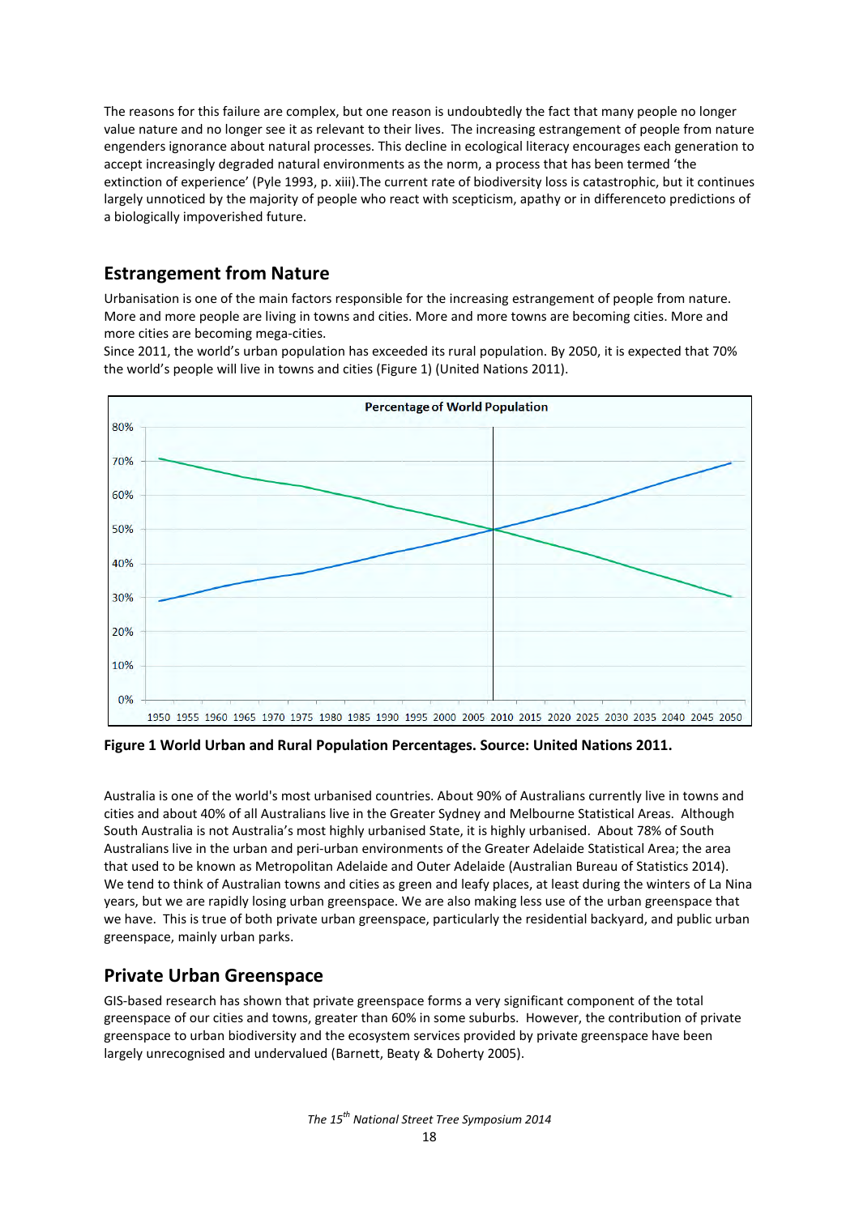The reasons for this failure are complex, but one reason is undoubtedly the fact that many people no longer value nature and no longer see it as relevant to their lives. The increasing estrangement of people from nature engenders ignorance about natural processes. This decline in ecological literacy encourages each generation to accept increasingly degraded natural environments as the norm, a process that has been termed 'the extinction of experience' (Pyle 1993, p. xiii).The current rate of biodiversity loss is catastrophic, but it continues largely unnoticed by the majority of people who react with scepticism, apathy or in differenceto predictions of a biologically impoverished future.

## Estrangement from Nature

Urbanisation is one of the main factors responsible for the increasing estrangement of people from nature. More and more people are living in towns and cities. More and more towns are becoming cities. More and more cities are becoming mega-cities.

Since 2011, the world's urban population has exceeded its rural population. By 2050, it is expected that 70% the world's people will live in towns and cities (Figure 1) (United Nations 2011).

**Figure 1 World Urban and Rural Population Percentages. Source: United Nations 2011.**

Australia is one of the world's most urbanised countries. About 90% of Australians currently live in towns and cities and about 40% of all Australians live in the Greater Sydney and Melbourne Statistical Areas. Although South Australia is not Australia's most highly urbanised State, it is highly urbanised. About 78% of South Australians live in the urban and peri-urban environments of the Greater Adelaide Statistical Area; the area that used to be known as Metropolitan Adelaide and Outer Adelaide (Australian Bureau of Statistics 2014). We tend to think of Australian towns and cities as green and leafy places, at least during the winters of La Nina years, but we are rapidly losing urban greenspace. We are also making less use of the urban greenspace that we have. This is true of both private urban greenspace, particularly the residential backyard, and public urban greenspace, mainly urban parks.

## Private Urban Greenspace

GIS-based research has shown that private greenspace forms a very significant component of the total greenspace of our cities and towns, greater than 60% in some suburbs. However, the contribution of private greenspace to urban biodiversity and the ecosystem services provided by private greenspace have been largely unrecognised and undervalued (Barnett, Beaty & Doherty 2005).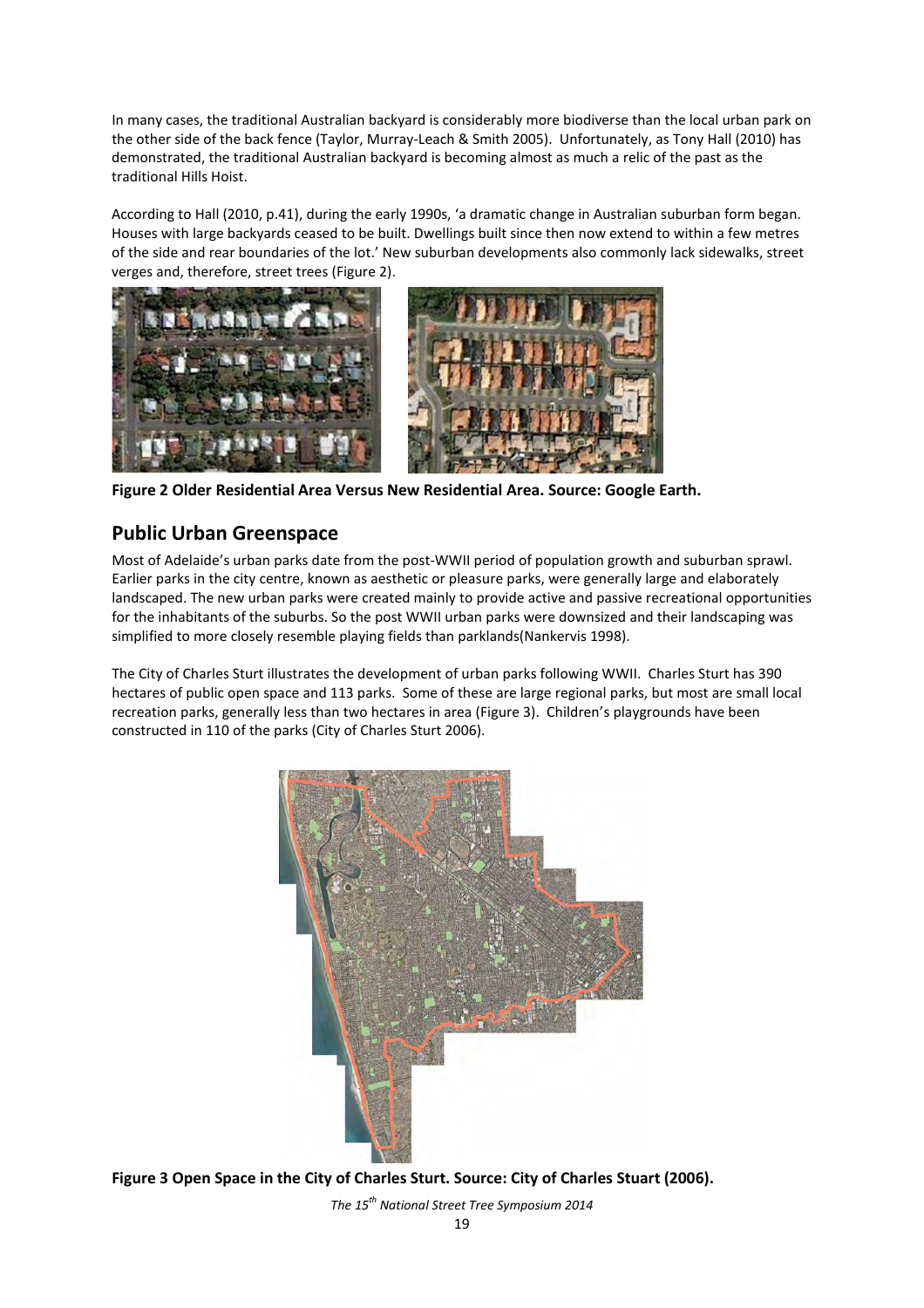In many cases, the traditional Australian backyard is considerably more biodiverse than the local urban park on the other side of the back fence (Taylor, Murray-Leach & Smith 2005). Unfortunately, as Tony Hall (2010) has demonstrated, the traditional Australian backyard is becoming almost as much a relic of the past as the traditional Hills Hoist.

According to Hall (2010, p.41), during the early 1990s, 'a dramatic change in Australian suburban form began. Houses with large backyards ceased to be built. Dwellings built since then now extend to within a few metres of the side and rear boundaries of the lot.' New suburban developments also commonly lack sidewalks, street verges and, therefore, street trees (Figure 2).

**Figure 2 Older Residential Area Versus New Residential Area. Source: Google Earth.**

## Public Urban Greenspace

Most of Adelaide's urban parks date from the post-WWII period of population growth and suburban sprawl. Earlier parks in the city centre, known as aesthetic or pleasure parks, were generally large and elaborately landscaped. The new urban parks were created mainly to provide active and passive recreational opportunities for the inhabitants of the suburbs. So the post WWII urban parks were downsized and their landscaping was simplified to more closely resemble playing fields than parklands(Nankervis 1998).

The City of Charles Sturt illustrates the development of urban parks following WWII. Charles Sturt has 390 hectares of public open space and 113 parks. Some of these are large regional parks, but most are small local recreation parks, generally less than two hectares in area (Figure 3). Children's playgrounds have been constructed in 110 of the parks (City of Charles Sturt 2006).

**Figure 3 Open Space in the City of Charles Sturt. Source: City of Charles Stuart (2006).**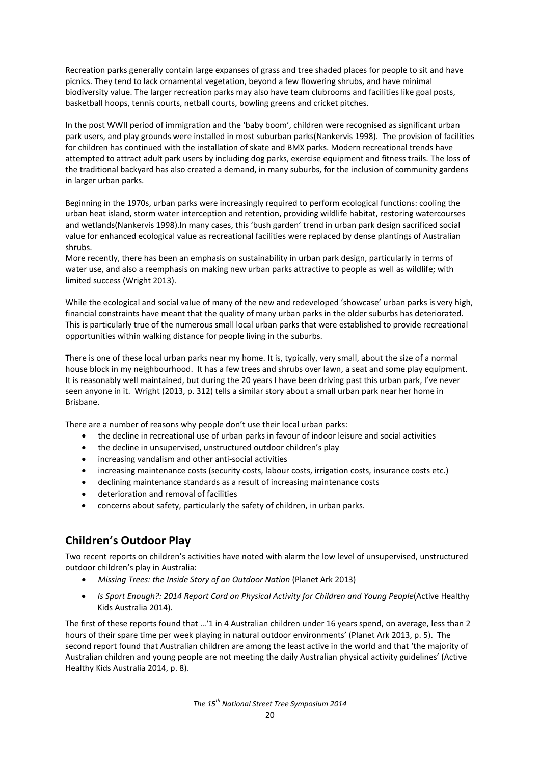Recreation parks generally contain large expanses of grass and tree shaded places for people to sit and have picnics. They tend to lack ornamental vegetation, beyond a few flowering shrubs, and have minimal biodiversity value. The larger recreation parks may also have team clubrooms and facilities like goal posts, basketball hoops, tennis courts, netball courts, bowling greens and cricket pitches.

In the post WWII period of immigration and the 'baby boom', children were recognised as significant urban park users, and play grounds were installed in most suburban parks(Nankervis 1998). The provision of facilities for children has continued with the installation of skate and BMX parks. Modern recreational trends have attempted to attract adult park users by including dog parks, exercise equipment and fitness trails. The loss of the traditional backyard has also created a demand, in many suburbs, for the inclusion of community gardens in larger urban parks.

Beginning in the 1970s, urban parks were increasingly required to perform ecological functions: cooling the urban heat island, storm water interception and retention, providing wildlife habitat, restoring watercourses and wetlands(Nankervis 1998).In many cases, this 'bush garden' trend in urban park design sacrificed social value for enhanced ecological value as recreational facilities were replaced by dense plantings of Australian shrubs.
More recently, there has been an emphasis on sustainability in urban park design, particularly in terms of water use, and also a reemphasis on making new urban parks attractive to people as well as wildlife; with limited success (Wright 2013).

While the ecological and social value of many of the new and redeveloped 'showcase' urban parks is very high, financial constraints have meant that the quality of many urban parks in the older suburbs has deteriorated. This is particularly true of the numerous small local urban parks that were established to provide recreational opportunities within walking distance for people living in the suburbs.

There is one of these local urban parks near my home. It is, typically, very small, about the size of a normal house block in my neighbourhood. It has a few trees and shrubs over lawn, a seat and some play equipment. It is reasonably well maintained, but during the 20 years I have been driving past this urban park, I've never seen anyone in it. Wright (2013, p. 312) tells a similar story about a small urban park near her home in Brisbane.

There are a number of reasons why people don't use their local urban parks:

- the decline in recreational use of urban parks in favour of indoor leisure and social activities
- the decline in unsupervised, unstructured outdoor children's play
- increasing vandalism and other anti-social activities
- increasing maintenance costs (security costs, labour costs, irrigation costs, insurance costs etc.)
- declining maintenance standards as a result of increasing maintenance costs
- deterioration and removal of facilities
- concerns about safety, particularly the safety of children, in urban parks.

## Children's Outdoor Play

Two recent reports on children's activities have noted with alarm the low level of unsupervised, unstructured outdoor children's play in Australia:

- *Missing Trees: the Inside Story of an Outdoor Nation* (Planet Ark 2013)
- *Is Sport Enough?: 2014 Report Card on Physical Activity for Children and Young People*(Active Healthy Kids Australia 2014).

The first of these reports found that …'1 in 4 Australian children under 16 years spend, on average, less than 2 hours of their spare time per week playing in natural outdoor environments' (Planet Ark 2013, p. 5). The second report found that Australian children are among the least active in the world and that 'the majority of Australian children and young people are not meeting the daily Australian physical activity guidelines' (Active Healthy Kids Australia 2014, p. 8).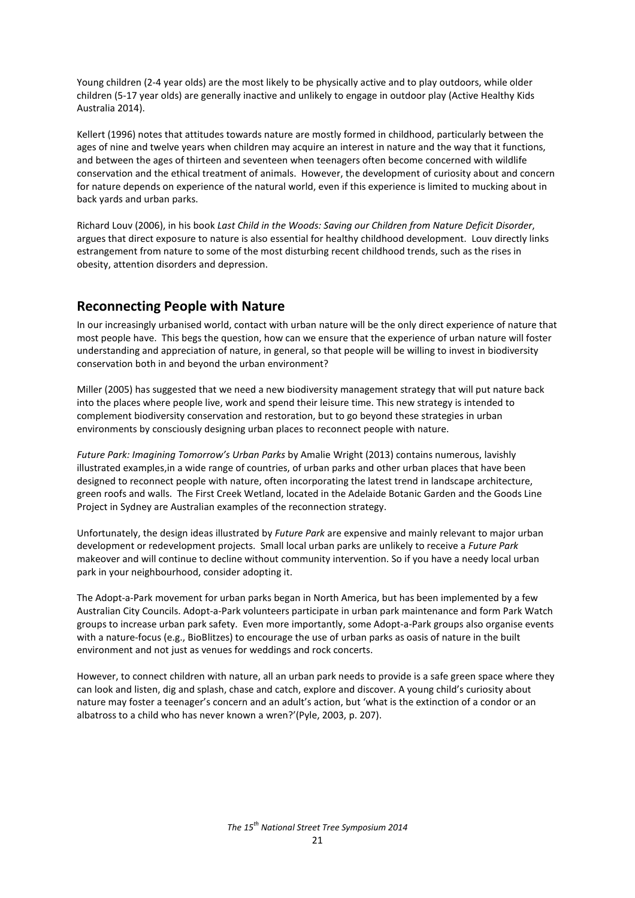Young children (2-4 year olds) are the most likely to be physically active and to play outdoors, while older children (5-17 year olds) are generally inactive and unlikely to engage in outdoor play (Active Healthy Kids Australia 2014).

Kellert (1996) notes that attitudes towards nature are mostly formed in childhood, particularly between the ages of nine and twelve years when children may acquire an interest in nature and the way that it functions, and between the ages of thirteen and seventeen when teenagers often become concerned with wildlife conservation and the ethical treatment of animals. However, the development of curiosity about and concern for nature depends on experience of the natural world, even if this experience is limited to mucking about in back yards and urban parks.

Richard Louv (2006), in his book *Last Child in the Woods: Saving our Children from Nature Deficit Disorder*, argues that direct exposure to nature is also essential for healthy childhood development. Louv directly links estrangement from nature to some of the most disturbing recent childhood trends, such as the rises in obesity, attention disorders and depression.

## Reconnecting People with Nature

In our increasingly urbanised world, contact with urban nature will be the only direct experience of nature that most people have. This begs the question, how can we ensure that the experience of urban nature will foster understanding and appreciation of nature, in general, so that people will be willing to invest in biodiversity conservation both in and beyond the urban environment?

Miller (2005) has suggested that we need a new biodiversity management strategy that will put nature back into the places where people live, work and spend their leisure time. This new strategy is intended to complement biodiversity conservation and restoration, but to go beyond these strategies in urban environments by consciously designing urban places to reconnect people with nature.

*Future Park: Imagining Tomorrow's Urban Parks* by Amalie Wright (2013) contains numerous, lavishly illustrated examples,in a wide range of countries, of urban parks and other urban places that have been designed to reconnect people with nature, often incorporating the latest trend in landscape architecture, green roofs and walls. The First Creek Wetland, located in the Adelaide Botanic Garden and the Goods Line Project in Sydney are Australian examples of the reconnection strategy.

Unfortunately, the design ideas illustrated by *Future Park* are expensive and mainly relevant to major urban development or redevelopment projects. Small local urban parks are unlikely to receive a *Future Park* makeover and will continue to decline without community intervention. So if you have a needy local urban park in your neighbourhood, consider adopting it.

The Adopt-a-Park movement for urban parks began in North America, but has been implemented by a few Australian City Councils. Adopt-a-Park volunteers participate in urban park maintenance and form Park Watch groups to increase urban park safety. Even more importantly, some Adopt-a-Park groups also organise events with a nature-focus (e.g., BioBlitzes) to encourage the use of urban parks as oasis of nature in the built environment and not just as venues for weddings and rock concerts.

However, to connect children with nature, all an urban park needs to provide is a safe green space where they can look and listen, dig and splash, chase and catch, explore and discover. A young child's curiosity about nature may foster a teenager's concern and an adult's action, but 'what is the extinction of a condor or an albatross to a child who has never known a wren?'(Pyle, 2003, p. 207).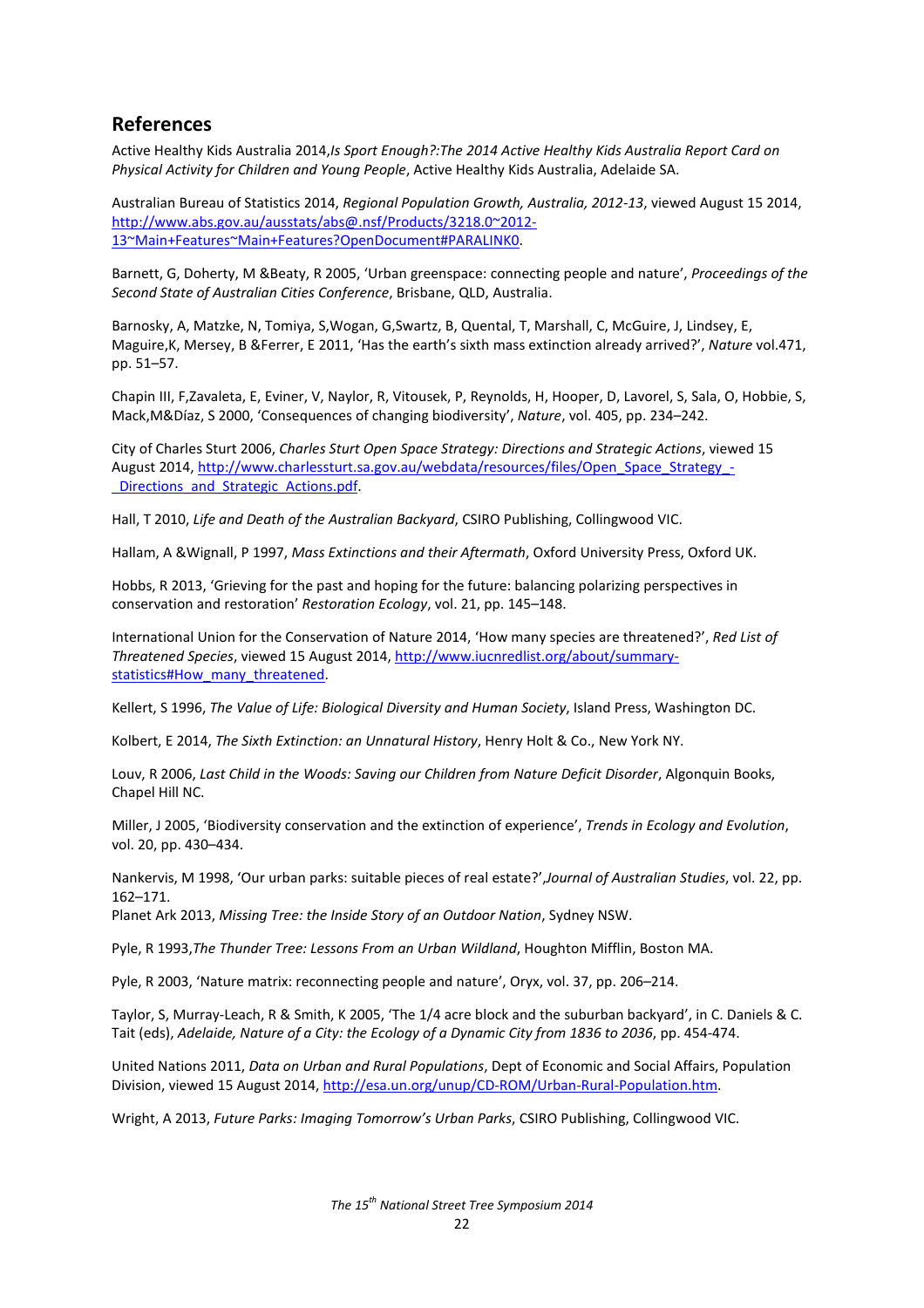## References

Active Healthy Kids Australia 2014,*Is Sport Enough?:The 2014 Active Healthy Kids Australia Report Card on Physical Activity for Children and Young People*, Active Healthy Kids Australia, Adelaide SA.

Australian Bureau of Statistics 2014, *Regional Population Growth, Australia, 2012-13*, viewed August 15 2014, http://www.abs.gov.au/ausstats/abs@.nsf/Products/3218.0~2012-13~Main+Features~Main+Features?OpenDocument#PARALINK0.

Barnett, G, Doherty, M &Beaty, R 2005, 'Urban greenspace: connecting people and nature', *Proceedings of the Second State of Australian Cities Conference*, Brisbane, QLD, Australia.

Barnosky, A, Matzke, N, Tomiya, S,Wogan, G,Swartz, B, Quental, T, Marshall, C, McGuire, J, Lindsey, E, Maguire,K, Mersey, B &Ferrer, E 2011, 'Has the earth's sixth mass extinction already arrived?', *Nature* vol.471, pp. 51–57.

Chapin III, F,Zavaleta, E, Eviner, V, Naylor, R, Vitousek, P, Reynolds, H, Hooper, D, Lavorel, S, Sala, O, Hobbie, S, Mack,M&Díaz, S 2000, 'Consequences of changing biodiversity', *Nature*, vol. 405, pp. 234–242.

City of Charles Sturt 2006, *Charles Sturt Open Space Strategy: Directions and Strategic Actions*, viewed 15 August 2014, http://www.charlessturt.sa.gov.au/webdata/resources/files/Open_Space_Strategy_-_Directions_and_Strategic_Actions.pdf.

Hall, T 2010, *Life and Death of the Australian Backyard*, CSIRO Publishing, Collingwood VIC.

Hallam, A &Wignall, P 1997, *Mass Extinctions and their Aftermath*, Oxford University Press, Oxford UK.

Hobbs, R 2013, 'Grieving for the past and hoping for the future: balancing polarizing perspectives in conservation and restoration' *Restoration Ecology*, vol. 21, pp. 145–148.

International Union for the Conservation of Nature 2014, 'How many species are threatened?', *Red List of Threatened Species*, viewed 15 August 2014, http://www.iucnredlist.org/about/summary-statistics#How_many_threatened.

Kellert, S 1996, *The Value of Life: Biological Diversity and Human Society*, Island Press, Washington DC.

Kolbert, E 2014, *The Sixth Extinction: an Unnatural History*, Henry Holt & Co., New York NY.

Louv, R 2006, *Last Child in the Woods: Saving our Children from Nature Deficit Disorder*, Algonquin Books, Chapel Hill NC.

Miller, J 2005, 'Biodiversity conservation and the extinction of experience', *Trends in Ecology and Evolution*, vol. 20, pp. 430–434.

Nankervis, M 1998, 'Our urban parks: suitable pieces of real estate?',*Journal of Australian Studies*, vol. 22, pp. 162–171.
Planet Ark 2013, *Missing Tree: the Inside Story of an Outdoor Nation*, Sydney NSW.

Pyle, R 1993,*The Thunder Tree: Lessons From an Urban Wildland*, Houghton Mifflin, Boston MA.

Pyle, R 2003, 'Nature matrix: reconnecting people and nature', Oryx, vol. 37, pp. 206–214.

Taylor, S, Murray-Leach, R & Smith, K 2005, 'The 1/4 acre block and the suburban backyard', in C. Daniels & C. Tait (eds), *Adelaide, Nature of a City: the Ecology of a Dynamic City from 1836 to 2036*, pp. 454-474.

United Nations 2011, *Data on Urban and Rural Populations*, Dept of Economic and Social Affairs, Population Division, viewed 15 August 2014, http://esa.un.org/unup/CD-ROM/Urban-Rural-Population.htm.

Wright, A 2013, *Future Parks: Imaging Tomorrow's Urban Parks*, CSIRO Publishing, Collingwood VIC.